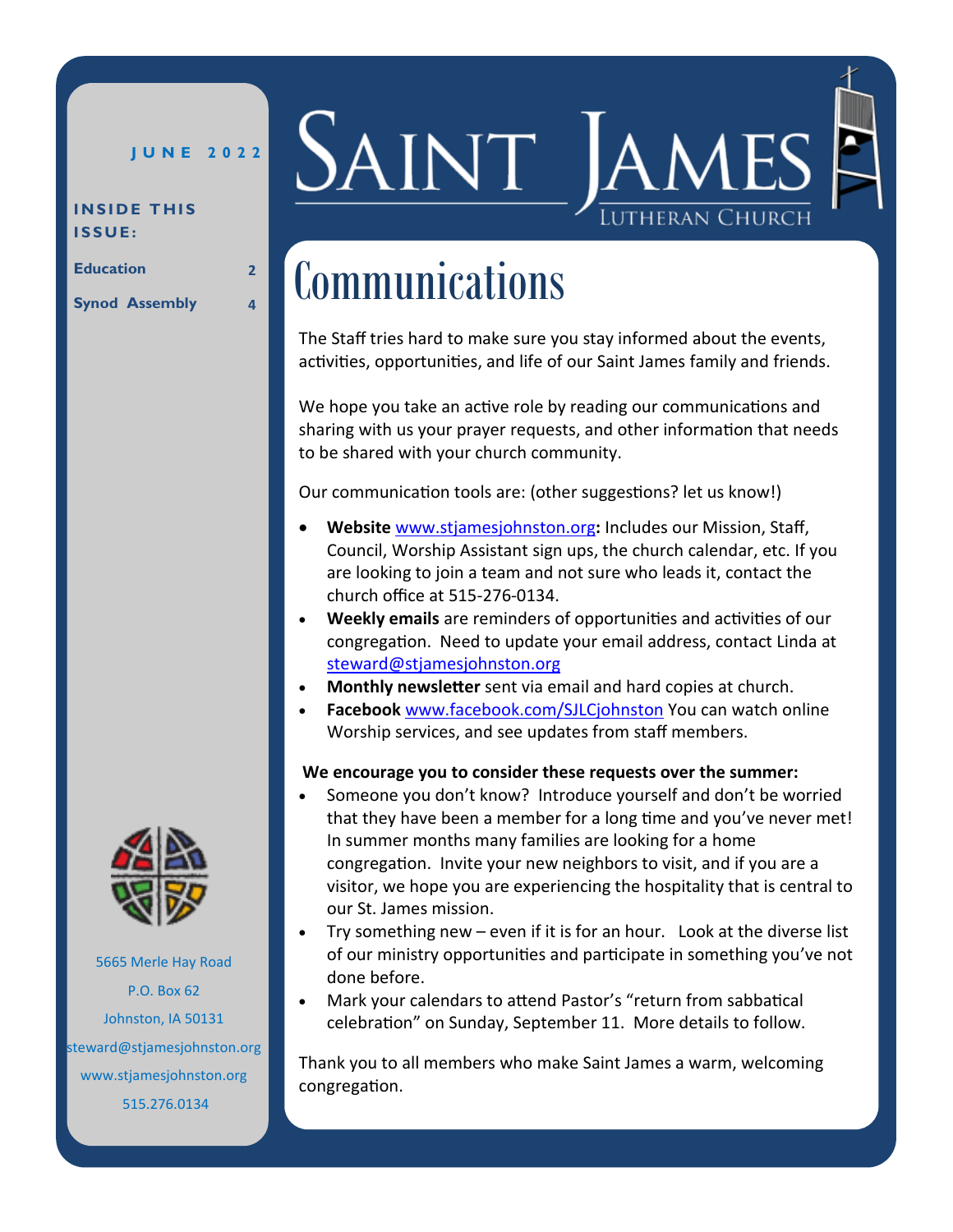# Saint James Lutheran Church

**JUNE 2022**

**INSIDE THIS ISSUE:**

| | |
|---|---|
| Education | 2 |
| Synod Assembly | 4 |

5665 Merle Hay Road
P.O. Box 62
Johnston, IA 50131
steward@stjamesjohnston.org
www.stjamesjohnston.org
515.276.0134

## Communications

The Staff tries hard to make sure you stay informed about the events, activities, opportunities, and life of our Saint James family and friends.

We hope you take an active role by reading our communications and sharing with us your prayer requests, and other information that needs to be shared with your church community.

Our communication tools are: (other suggestions? let us know!)

- **Website** www.stjamesjohnston.org**:** Includes our Mission, Staff, Council, Worship Assistant sign ups, the church calendar, etc. If you are looking to join a team and not sure who leads it, contact the church office at 515-276-0134.
- **Weekly emails** are reminders of opportunities and activities of our congregation. Need to update your email address, contact Linda at steward@stjamesjohnston.org
- **Monthly newsletter** sent via email and hard copies at church.
- **Facebook** www.facebook.com/SJLCjohnston You can watch online Worship services, and see updates from staff members.

**We encourage you to consider these requests over the summer:**

- Someone you don't know? Introduce yourself and don't be worried that they have been a member for a long time and you've never met! In summer months many families are looking for a home congregation. Invite your new neighbors to visit, and if you are a visitor, we hope you are experiencing the hospitality that is central to our St. James mission.
- Try something new – even if it is for an hour. Look at the diverse list of our ministry opportunities and participate in something you've not done before.
- Mark your calendars to attend Pastor's "return from sabbatical celebration" on Sunday, September 11. More details to follow.

Thank you to all members who make Saint James a warm, welcoming congregation.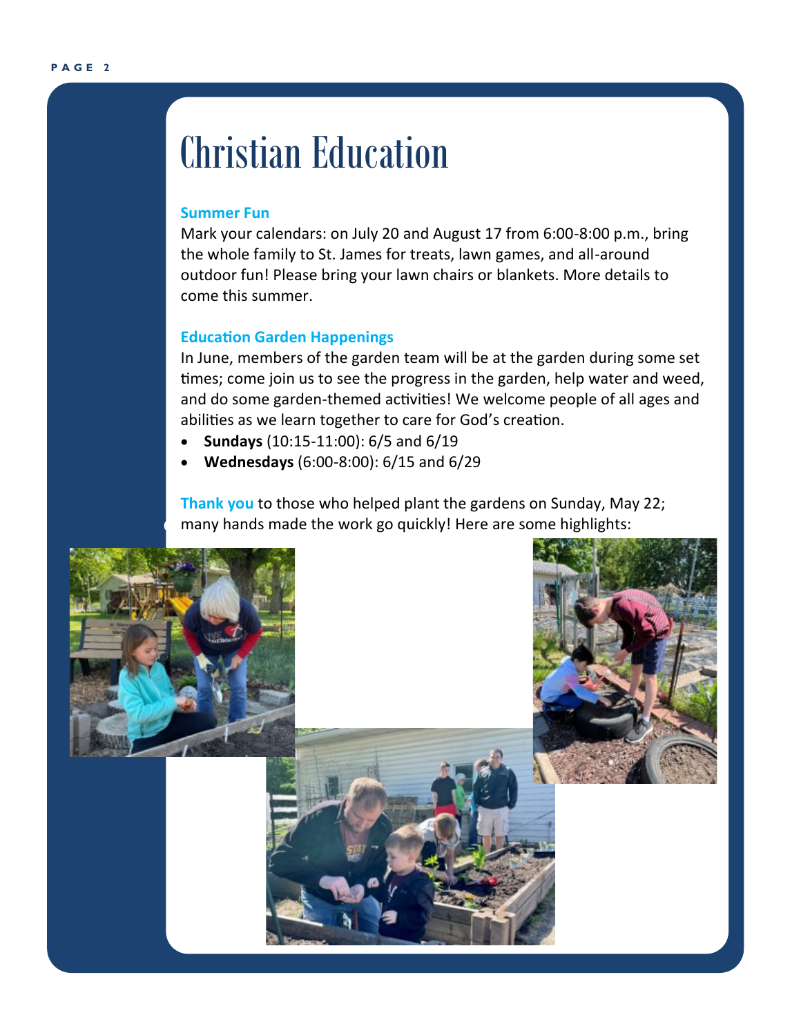# Christian Education

### Summer Fun

Mark your calendars: on July 20 and August 17 from 6:00-8:00 p.m., bring the whole family to St. James for treats, lawn games, and all-around outdoor fun! Please bring your lawn chairs or blankets. More details to come this summer.

### Education Garden Happenings

In June, members of the garden team will be at the garden during some set times; come join us to see the progress in the garden, help water and weed, and do some garden-themed activities! We welcome people of all ages and abilities as we learn together to care for God's creation.

- **Sundays** (10:15-11:00): 6/5 and 6/19
- **Wednesdays** (6:00-8:00): 6/15 and 6/29

**Thank you** to those who helped plant the gardens on Sunday, May 22; many hands made the work go quickly! Here are some highlights: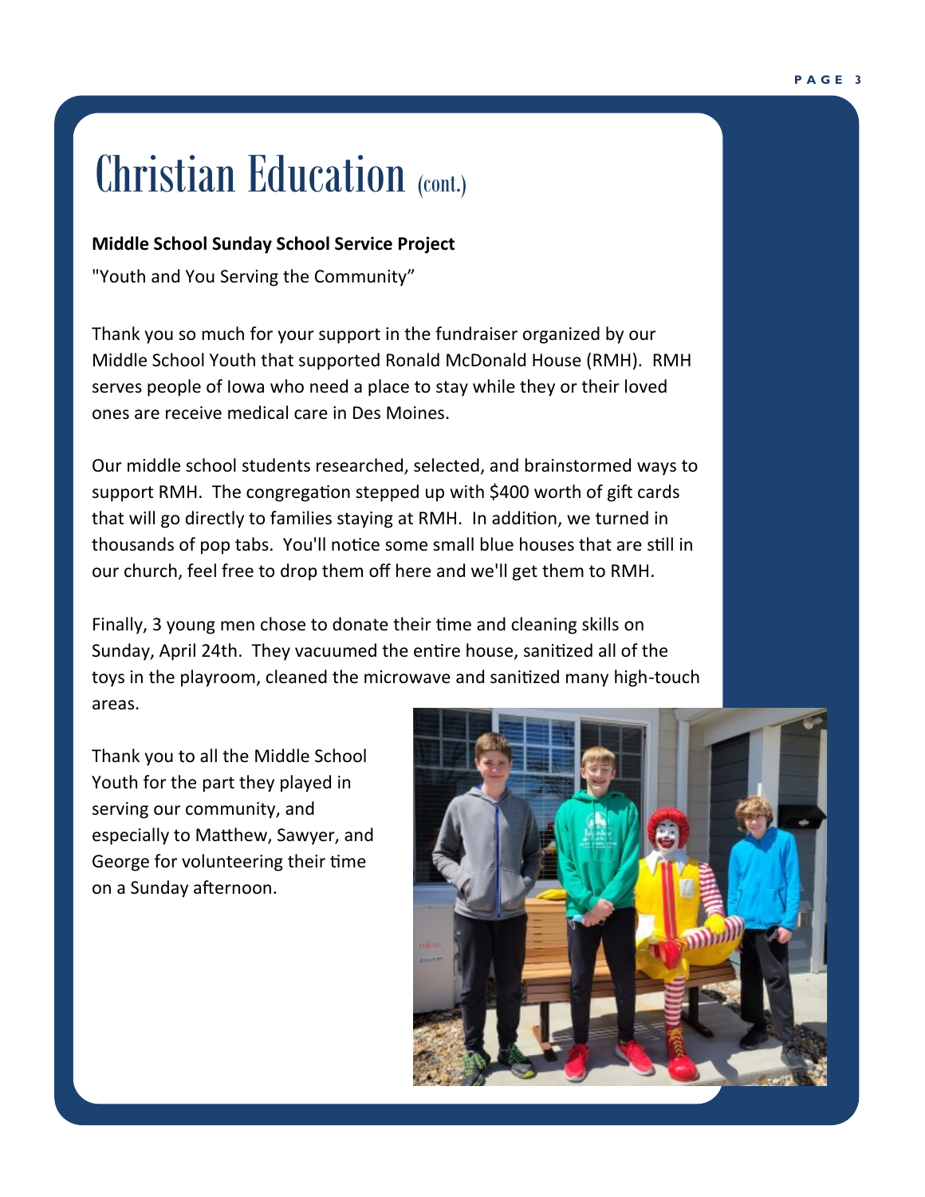# Christian Education (cont.)

**Middle School Sunday School Service Project**

"Youth and You Serving the Community"

Thank you so much for your support in the fundraiser organized by our Middle School Youth that supported Ronald McDonald House (RMH). RMH serves people of Iowa who need a place to stay while they or their loved ones are receive medical care in Des Moines.

Our middle school students researched, selected, and brainstormed ways to support RMH. The congregation stepped up with $400 worth of gift cards that will go directly to families staying at RMH. In addition, we turned in thousands of pop tabs. You'll notice some small blue houses that are still in our church, feel free to drop them off here and we'll get them to RMH.

Finally, 3 young men chose to donate their time and cleaning skills on Sunday, April 24th. They vacuumed the entire house, sanitized all of the toys in the playroom, cleaned the microwave and sanitized many high-touch areas.

Thank you to all the Middle School Youth for the part they played in serving our community, and especially to Matthew, Sawyer, and George for volunteering their time on a Sunday afternoon.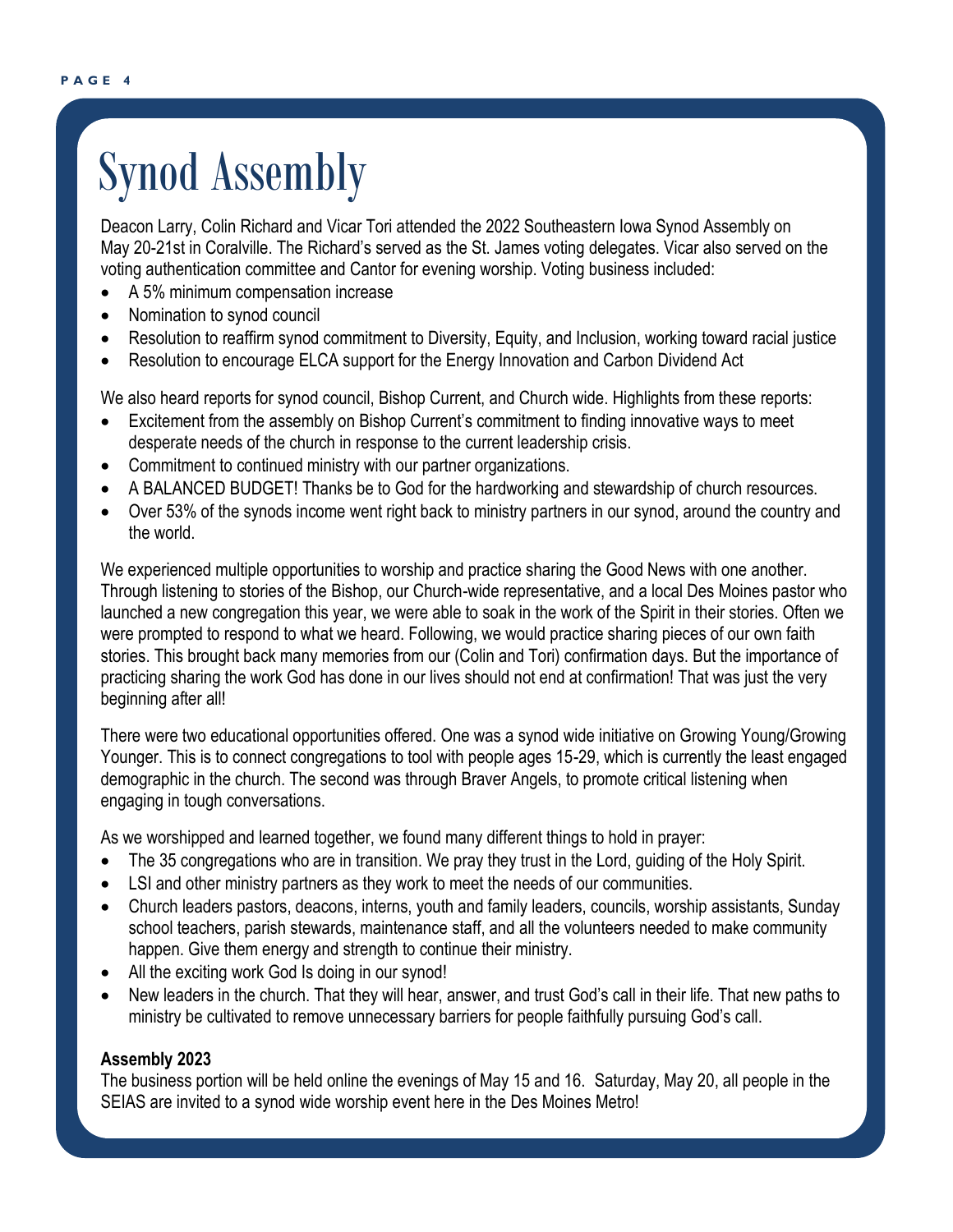# Synod Assembly

Deacon Larry, Colin Richard and Vicar Tori attended the 2022 Southeastern Iowa Synod Assembly on May 20-21st in Coralville. The Richard's served as the St. James voting delegates. Vicar also served on the voting authentication committee and Cantor for evening worship. Voting business included:

- A 5% minimum compensation increase
- Nomination to synod council
- Resolution to reaffirm synod commitment to Diversity, Equity, and Inclusion, working toward racial justice
- Resolution to encourage ELCA support for the Energy Innovation and Carbon Dividend Act

We also heard reports for synod council, Bishop Current, and Church wide. Highlights from these reports:

- Excitement from the assembly on Bishop Current's commitment to finding innovative ways to meet desperate needs of the church in response to the current leadership crisis.
- Commitment to continued ministry with our partner organizations.
- A BALANCED BUDGET! Thanks be to God for the hardworking and stewardship of church resources.
- Over 53% of the synods income went right back to ministry partners in our synod, around the country and the world.

We experienced multiple opportunities to worship and practice sharing the Good News with one another. Through listening to stories of the Bishop, our Church-wide representative, and a local Des Moines pastor who launched a new congregation this year, we were able to soak in the work of the Spirit in their stories. Often we were prompted to respond to what we heard. Following, we would practice sharing pieces of our own faith stories. This brought back many memories from our (Colin and Tori) confirmation days. But the importance of practicing sharing the work God has done in our lives should not end at confirmation! That was just the very beginning after all!

There were two educational opportunities offered. One was a synod wide initiative on Growing Young/Growing Younger. This is to connect congregations to tool with people ages 15-29, which is currently the least engaged demographic in the church. The second was through Braver Angels, to promote critical listening when engaging in tough conversations.

As we worshipped and learned together, we found many different things to hold in prayer:

- The 35 congregations who are in transition. We pray they trust in the Lord, guiding of the Holy Spirit.
- LSI and other ministry partners as they work to meet the needs of our communities.
- Church leaders pastors, deacons, interns, youth and family leaders, councils, worship assistants, Sunday school teachers, parish stewards, maintenance staff, and all the volunteers needed to make community happen. Give them energy and strength to continue their ministry.
- All the exciting work God Is doing in our synod!
- New leaders in the church. That they will hear, answer, and trust God's call in their life. That new paths to ministry be cultivated to remove unnecessary barriers for people faithfully pursuing God's call.

**Assembly 2023**

The business portion will be held online the evenings of May 15 and 16. Saturday, May 20, all people in the SEIAS are invited to a synod wide worship event here in the Des Moines Metro!